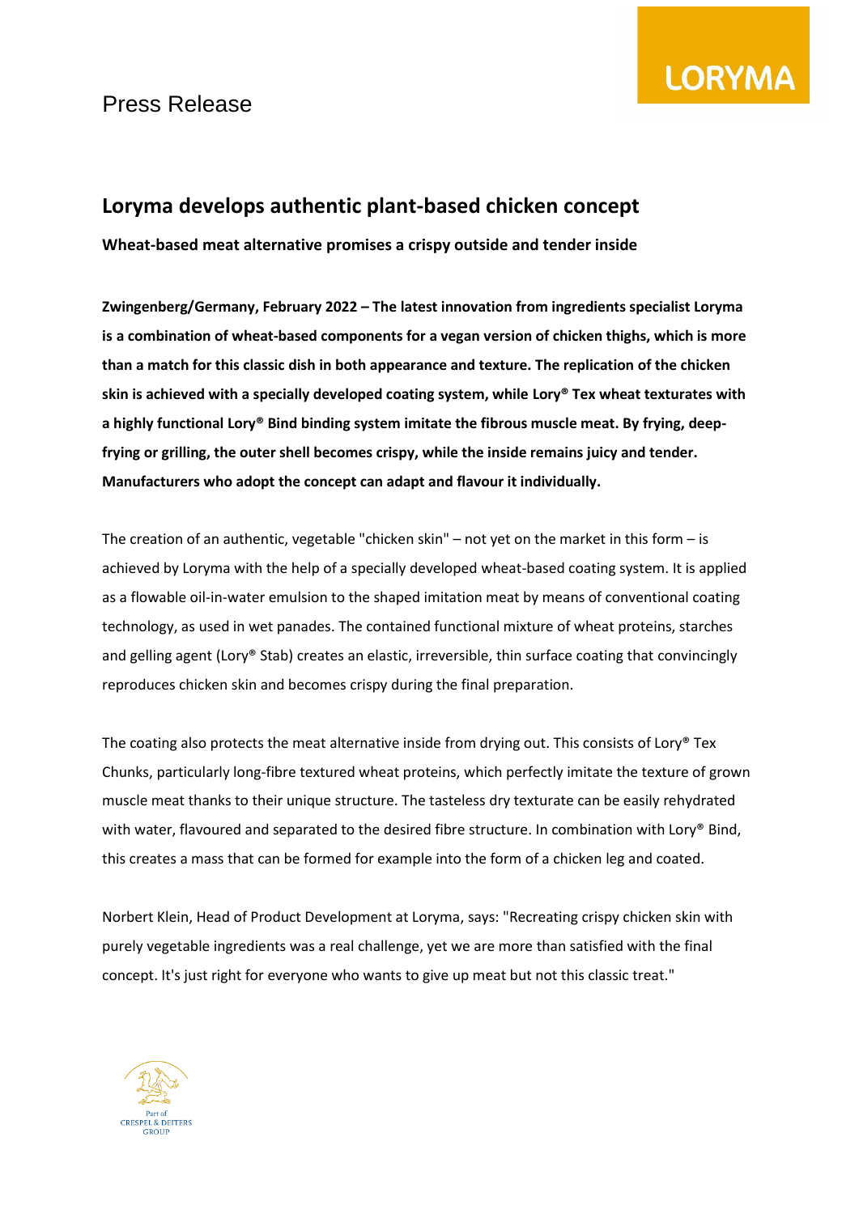Press Release

# Loryma develops authentic plant-based chicken concept

**Wheat-based meat alternative promises a crispy outside and tender inside**

**Zwingenberg/Germany, February 2022 – The latest innovation from ingredients specialist Loryma is a combination of wheat-based components for a vegan version of chicken thighs, which is more than a match for this classic dish in both appearance and texture. The replication of the chicken skin is achieved with a specially developed coating system, while Lory® Tex wheat texturates with a highly functional Lory® Bind binding system imitate the fibrous muscle meat. By frying, deep-frying or grilling, the outer shell becomes crispy, while the inside remains juicy and tender. Manufacturers who adopt the concept can adapt and flavour it individually.**

The creation of an authentic, vegetable "chicken skin" – not yet on the market in this form – is achieved by Loryma with the help of a specially developed wheat-based coating system. It is applied as a flowable oil-in-water emulsion to the shaped imitation meat by means of conventional coating technology, as used in wet panades. The contained functional mixture of wheat proteins, starches and gelling agent (Lory® Stab) creates an elastic, irreversible, thin surface coating that convincingly reproduces chicken skin and becomes crispy during the final preparation.

The coating also protects the meat alternative inside from drying out. This consists of Lory® Tex Chunks, particularly long-fibre textured wheat proteins, which perfectly imitate the texture of grown muscle meat thanks to their unique structure. The tasteless dry texturate can be easily rehydrated with water, flavoured and separated to the desired fibre structure. In combination with Lory® Bind, this creates a mass that can be formed for example into the form of a chicken leg and coated.

Norbert Klein, Head of Product Development at Loryma, says: "Recreating crispy chicken skin with purely vegetable ingredients was a real challenge, yet we are more than satisfied with the final concept. It's just right for everyone who wants to give up meat but not this classic treat."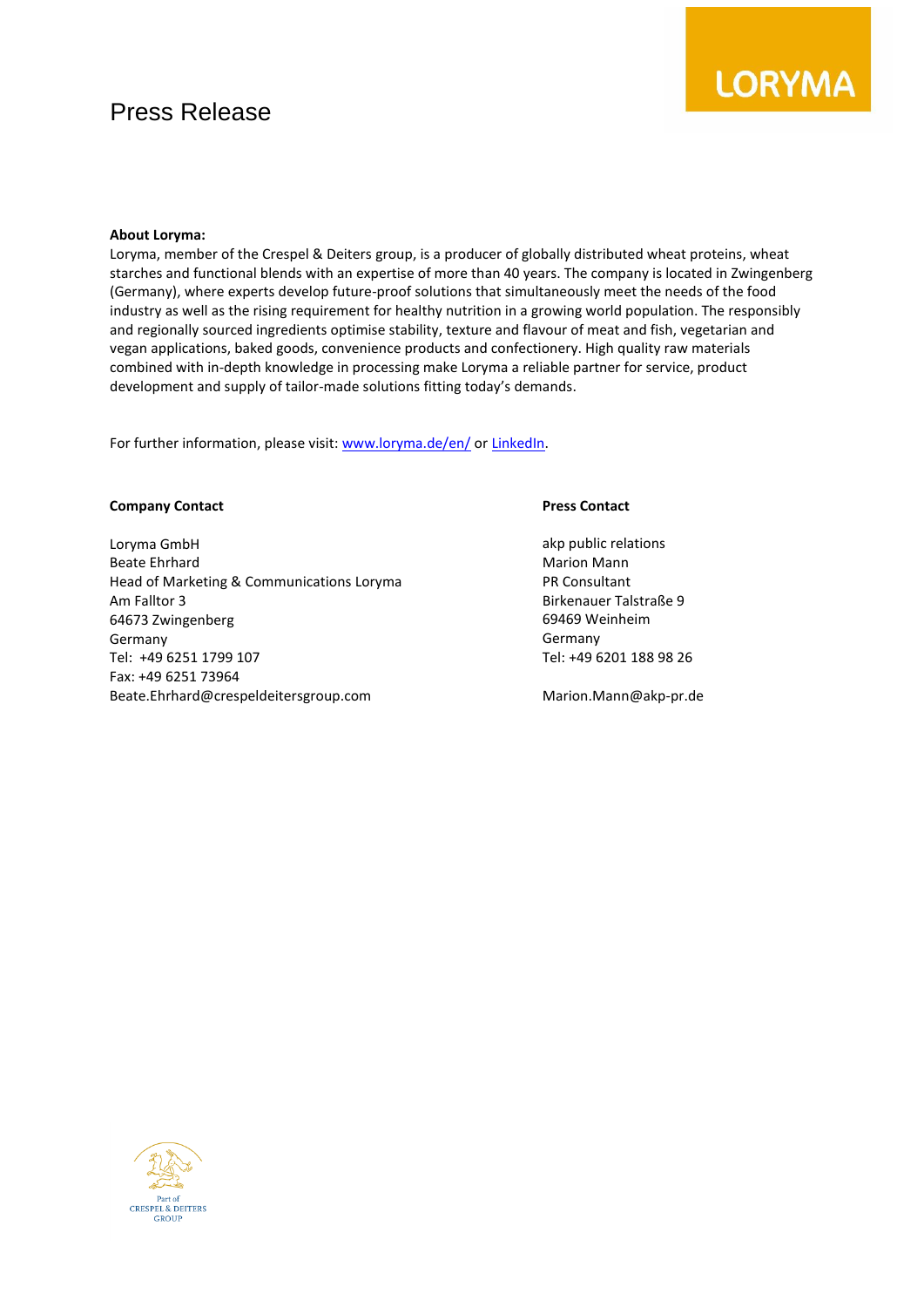# Press Release

**About Loryma:**
Loryma, member of the Crespel & Deiters group, is a producer of globally distributed wheat proteins, wheat starches and functional blends with an expertise of more than 40 years. The company is located in Zwingenberg (Germany), where experts develop future-proof solutions that simultaneously meet the needs of the food industry as well as the rising requirement for healthy nutrition in a growing world population. The responsibly and regionally sourced ingredients optimise stability, texture and flavour of meat and fish, vegetarian and vegan applications, baked goods, convenience products and confectionery. High quality raw materials combined with in-depth knowledge in processing make Loryma a reliable partner for service, product development and supply of tailor-made solutions fitting today's demands.

For further information, please visit: [www.loryma.de/en/](www.loryma.de/en/) or LinkedIn.

**Company Contact**

Loryma GmbH
Beate Ehrhard
Head of Marketing & Communications Loryma
Am Falltor 3
64673 Zwingenberg
Germany
Tel: +49 6251 1799 107
Fax: +49 6251 73964
Beate.Ehrhard@crespeldeitersgroup.com

**Press Contact**

akp public relations
Marion Mann
PR Consultant
Birkenauer Talstraße 9
69469 Weinheim
Germany
Tel: +49 6201 188 98 26

Marion.Mann@akp-pr.de

Part of
CRESPEL & DEITERS
GROUP